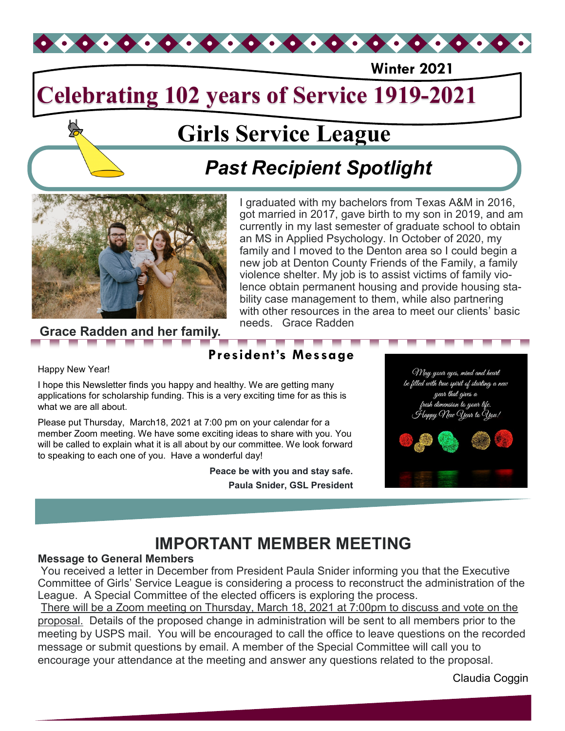Winter 2021

# Celebrating 102 years of Service 1919-2021

# Girls Service League

## *Past Recipient Spotlight*

I graduated with my bachelors from Texas A&M in 2016, got married in 2017, gave birth to my son in 2019, and am currently in my last semester of graduate school to obtain an MS in Applied Psychology. In October of 2020, my family and I moved to the Denton area so I could begin a new job at Denton County Friends of the Family, a family violence shelter. My job is to assist victims of family violence obtain permanent housing and provide housing stability case management to them, while also partnering with other resources in the area to meet our clients' basic needs. Grace Radden

**Grace Radden and her family.**

## President's Message

Happy New Year!

I hope this Newsletter finds you happy and healthy. We are getting many applications for scholarship funding. This is a very exciting time for as this is what we are all about.

Please put Thursday, March18, 2021 at 7:00 pm on your calendar for a member Zoom meeting. We have some exciting ideas to share with you. You will be called to explain what it is all about by our committee. We look forward to speaking to each one of you. Have a wonderful day!

**Peace be with you and stay safe.**

**Paula Snider, GSL President**

*May your eyes, mind and heart be filled with true spirit of starting a new year that gives a fresh dimension to your life. Happy New Year to You!*

## IMPORTANT MEMBER MEETING

**Message to General Members**

You received a letter in December from President Paula Snider informing you that the Executive Committee of Girls' Service League is considering a process to reconstruct the administration of the League. A Special Committee of the elected officers is exploring the process.

There will be a Zoom meeting on Thursday, March 18, 2021 at 7:00pm to discuss and vote on the proposal. Details of the proposed change in administration will be sent to all members prior to the meeting by USPS mail. You will be encouraged to call the office to leave questions on the recorded message or submit questions by email. A member of the Special Committee will call you to encourage your attendance at the meeting and answer any questions related to the proposal.

Claudia Coggin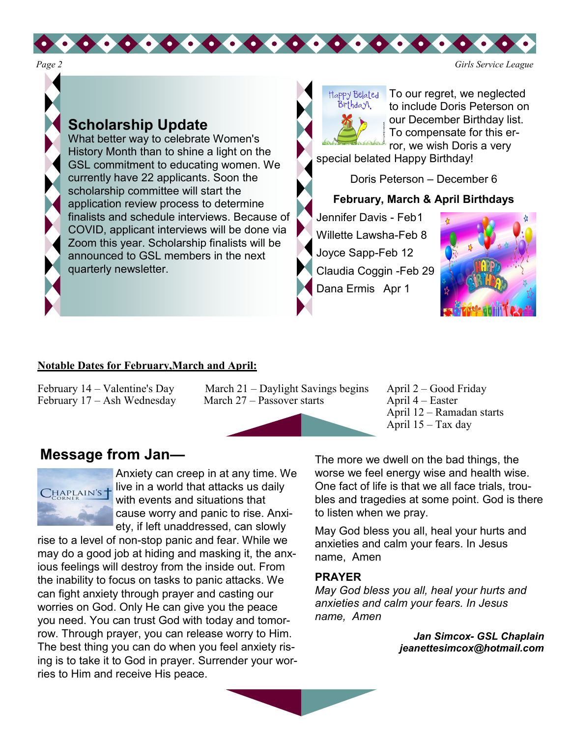## Scholarship Update

What better way to celebrate Women's History Month than to shine a light on the GSL commitment to educating women. We currently have 22 applicants. Soon the scholarship committee will start the application review process to determine finalists and schedule interviews. Because of COVID, applicant interviews will be done via Zoom this year. Scholarship finalists will be announced to GSL members in the next quarterly newsletter.

To our regret, we neglected to include Doris Peterson on our December Birthday list. To compensate for this error, we wish Doris a very special belated Happy Birthday!

Doris Peterson – December 6

**February, March & April Birthdays**

Jennifer Davis - Feb1
Willette Lawsha-Feb 8
Joyce Sapp-Feb 12
Claudia Coggin -Feb 29
Dana Ermis Apr 1

**Notable Dates for February,March and April:**

February 14 – Valentine's Day
February 17 – Ash Wednesday
March 21 – Daylight Savings begins
March 27 – Passover starts
April 2 – Good Friday
April 4 – Easter
April 12 – Ramadan starts
April 15 – Tax day

## Message from Jan—

Anxiety can creep in at any time. We live in a world that attacks us daily with events and situations that cause worry and panic to rise. Anxiety, if left unaddressed, can slowly rise to a level of non-stop panic and fear. While we may do a good job at hiding and masking it, the anxious feelings will destroy from the inside out. From the inability to focus on tasks to panic attacks. We can fight anxiety through prayer and casting our worries on God. Only He can give you the peace you need. You can trust God with today and tomorrow. Through prayer, you can release worry to Him. The best thing you can do when you feel anxiety rising is to take it to God in prayer. Surrender your worries to Him and receive His peace.

The more we dwell on the bad things, the worse we feel energy wise and health wise. One fact of life is that we all face trials, troubles and tragedies at some point. God is there to listen when we pray.

May God bless you all, heal your hurts and anxieties and calm your fears. In Jesus name, Amen

**PRAYER**

*May God bless you all, heal your hurts and anxieties and calm your fears. In Jesus name, Amen*

***Jan Simcox- GSL Chaplain***
***jeanettesimcox@hotmail.com***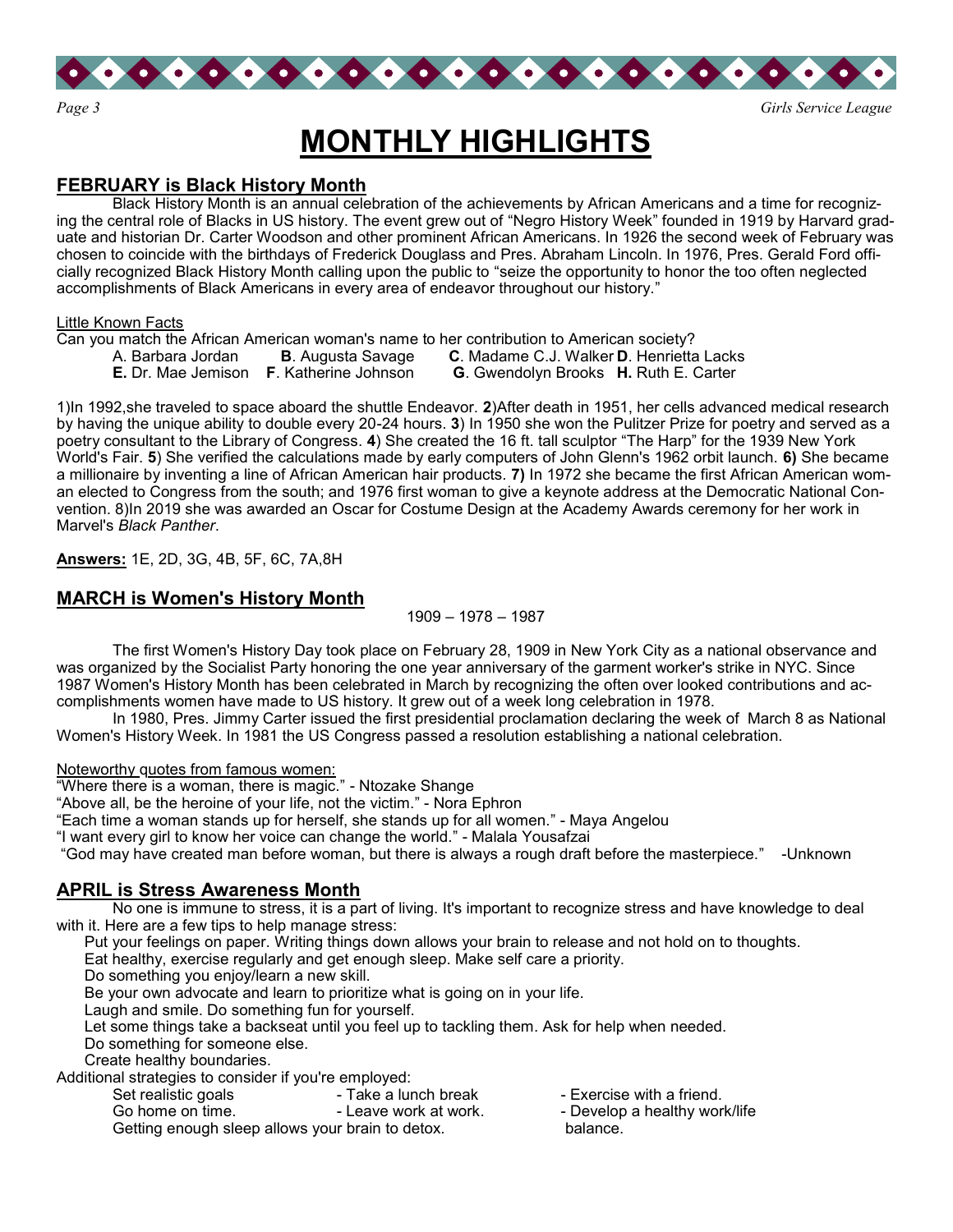# MONTHLY HIGHLIGHTS

## FEBRUARY is Black History Month

Black History Month is an annual celebration of the achievements by African Americans and a time for recognizing the central role of Blacks in US history. The event grew out of "Negro History Week" founded in 1919 by Harvard graduate and historian Dr. Carter Woodson and other prominent African Americans. In 1926 the second week of February was chosen to coincide with the birthdays of Frederick Douglass and Pres. Abraham Lincoln. In 1976, Pres. Gerald Ford officially recognized Black History Month calling upon the public to "seize the opportunity to honor the too often neglected accomplishments of Black Americans in every area of endeavor throughout our history."

Little Known Facts

Can you match the African American woman's name to her contribution to American society?

A. Barbara Jordan **B**. Augusta Savage **C**. Madame C.J. Walker **D**. Henrietta Lacks
**E.** Dr. Mae Jemison **F**. Katherine Johnson **G**. Gwendolyn Brooks **H.** Ruth E. Carter

1)In 1992,she traveled to space aboard the shuttle Endeavor. **2**)After death in 1951, her cells advanced medical research by having the unique ability to double every 20-24 hours. **3**) In 1950 she won the Pulitzer Prize for poetry and served as a poetry consultant to the Library of Congress. **4**) She created the 16 ft. tall sculptor "The Harp" for the 1939 New York World's Fair. **5**) She verified the calculations made by early computers of John Glenn's 1962 orbit launch. **6)** She became a millionaire by inventing a line of African American hair products. **7)** In 1972 she became the first African American woman elected to Congress from the south; and 1976 first woman to give a keynote address at the Democratic National Convention. 8)In 2019 she was awarded an Oscar for Costume Design at the Academy Awards ceremony for her work in Marvel's *Black Panther*.

**Answers:** 1E, 2D, 3G, 4B, 5F, 6C, 7A,8H

## MARCH is Women's History Month

1909 – 1978 – 1987

The first Women's History Day took place on February 28, 1909 in New York City as a national observance and was organized by the Socialist Party honoring the one year anniversary of the garment worker's strike in NYC. Since 1987 Women's History Month has been celebrated in March by recognizing the often over looked contributions and accomplishments women have made to US history. It grew out of a week long celebration in 1978.

In 1980, Pres. Jimmy Carter issued the first presidential proclamation declaring the week of March 8 as National Women's History Week. In 1981 the US Congress passed a resolution establishing a national celebration.

Noteworthy quotes from famous women:

"Where there is a woman, there is magic." - Ntozake Shange
"Above all, be the heroine of your life, not the victim." - Nora Ephron
"Each time a woman stands up for herself, she stands up for all women." - Maya Angelou
"I want every girl to know her voice can change the world." - Malala Yousafzai
"God may have created man before woman, but there is always a rough draft before the masterpiece." -Unknown

## APRIL is Stress Awareness Month

No one is immune to stress, it is a part of living. It's important to recognize stress and have knowledge to deal with it. Here are a few tips to help manage stress:

Put your feelings on paper. Writing things down allows your brain to release and not hold on to thoughts.
Eat healthy, exercise regularly and get enough sleep. Make self care a priority.
Do something you enjoy/learn a new skill.
Be your own advocate and learn to prioritize what is going on in your life.
Laugh and smile. Do something fun for yourself.
Let some things take a backseat until you feel up to tackling them. Ask for help when needed.
Do something for someone else.
Create healthy boundaries.

Additional strategies to consider if you're employed:

Set realistic goals
Go home on time.
Getting enough sleep allows your brain to detox.
- Take a lunch break
- Leave work at work.
- Exercise with a friend.
- Develop a healthy work/life balance.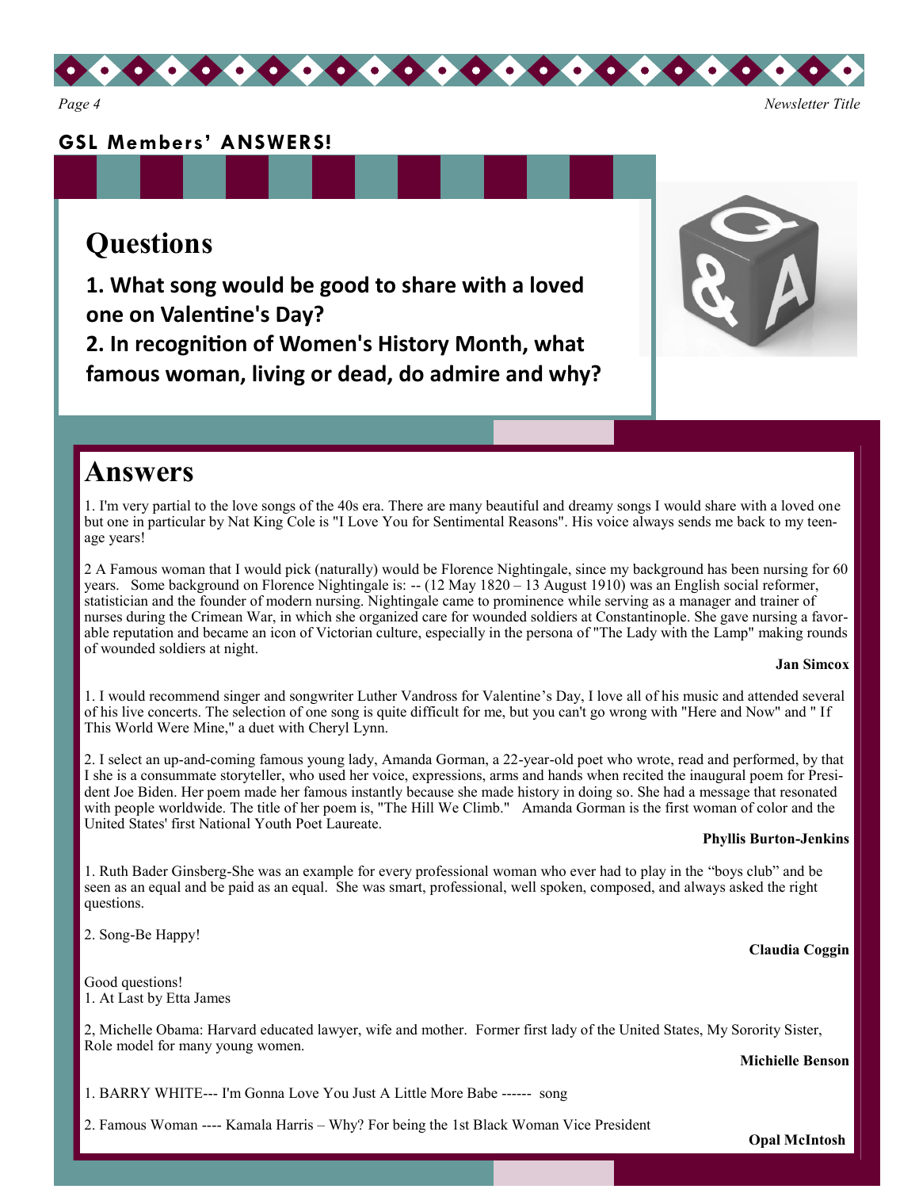## GSL Members' ANSWERS!

# Questions

**1. What song would be good to share with a loved one on Valentine's Day?**
**2. In recognition of Women's History Month, what famous woman, living or dead, do admire and why?**

# Answers

1. I'm very partial to the love songs of the 40s era. There are many beautiful and dreamy songs I would share with a loved one but one in particular by Nat King Cole is "I Love You for Sentimental Reasons". His voice always sends me back to my teenage years!

2 A Famous woman that I would pick (naturally) would be Florence Nightingale, since my background has been nursing for 60 years. Some background on Florence Nightingale is: -- (12 May 1820 – 13 August 1910) was an English social reformer, statistician and the founder of modern nursing. Nightingale came to prominence while serving as a manager and trainer of nurses during the Crimean War, in which she organized care for wounded soldiers at Constantinople. She gave nursing a favorable reputation and became an icon of Victorian culture, especially in the persona of "The Lady with the Lamp" making rounds of wounded soldiers at night.

**Jan Simcox**

1. I would recommend singer and songwriter Luther Vandross for Valentine's Day, I love all of his music and attended several of his live concerts. The selection of one song is quite difficult for me, but you can't go wrong with "Here and Now" and " If This World Were Mine," a duet with Cheryl Lynn.

2. I select an up-and-coming famous young lady, Amanda Gorman, a 22-year-old poet who wrote, read and performed, by that I she is a consummate storyteller, who used her voice, expressions, arms and hands when recited the inaugural poem for President Joe Biden. Her poem made her famous instantly because she made history in doing so. She had a message that resonated with people worldwide. The title of her poem is, "The Hill We Climb." Amanda Gorman is the first woman of color and the United States' first National Youth Poet Laureate.

**Phyllis Burton-Jenkins**

1. Ruth Bader Ginsberg-She was an example for every professional woman who ever had to play in the "boys club" and be seen as an equal and be paid as an equal. She was smart, professional, well spoken, composed, and always asked the right questions.

2. Song-Be Happy!

**Claudia Coggin**

Good questions!
1. At Last by Etta James

2, Michelle Obama: Harvard educated lawyer, wife and mother. Former first lady of the United States, My Sorority Sister, Role model for many young women.

**Michielle Benson**

1. BARRY WHITE--- I'm Gonna Love You Just A Little More Babe ------ song

2. Famous Woman ---- Kamala Harris – Why? For being the 1st Black Woman Vice President

**Opal McIntosh**